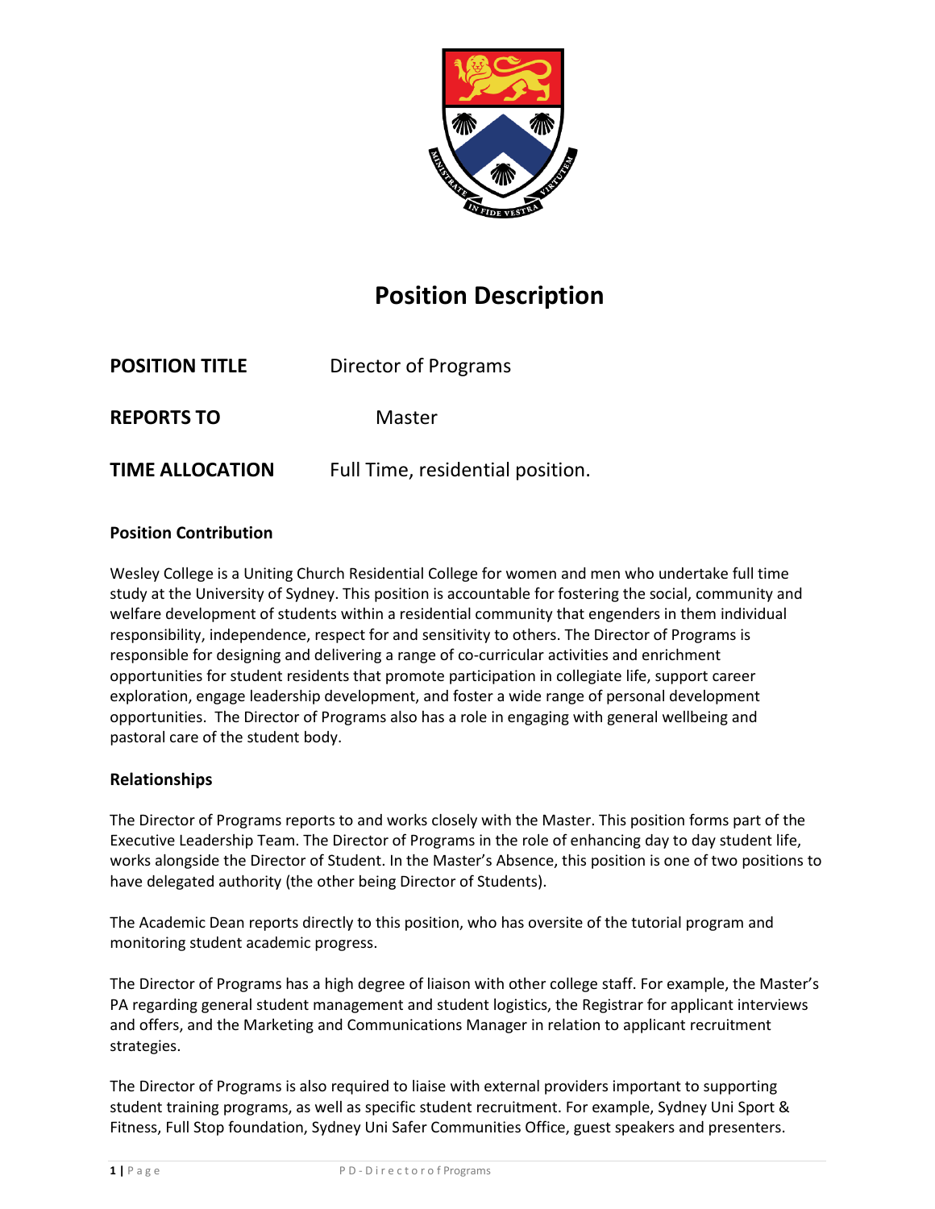# Position Description

| | |
|---|---|
| **POSITION TITLE** | Director of Programs |
| **REPORTS TO** | Master |
| **TIME ALLOCATION** | Full Time, residential position. |

### Position Contribution

Wesley College is a Uniting Church Residential College for women and men who undertake full time study at the University of Sydney. This position is accountable for fostering the social, community and welfare development of students within a residential community that engenders in them individual responsibility, independence, respect for and sensitivity to others. The Director of Programs is responsible for designing and delivering a range of co-curricular activities and enrichment opportunities for student residents that promote participation in collegiate life, support career exploration, engage leadership development, and foster a wide range of personal development opportunities. The Director of Programs also has a role in engaging with general wellbeing and pastoral care of the student body.

### Relationships

The Director of Programs reports to and works closely with the Master. This position forms part of the Executive Leadership Team. The Director of Programs in the role of enhancing day to day student life, works alongside the Director of Student. In the Master's Absence, this position is one of two positions to have delegated authority (the other being Director of Students).

The Academic Dean reports directly to this position, who has oversite of the tutorial program and monitoring student academic progress.

The Director of Programs has a high degree of liaison with other college staff. For example, the Master's PA regarding general student management and student logistics, the Registrar for applicant interviews and offers, and the Marketing and Communications Manager in relation to applicant recruitment strategies.

The Director of Programs is also required to liaise with external providers important to supporting student training programs, as well as specific student recruitment. For example, Sydney Uni Sport & Fitness, Full Stop foundation, Sydney Uni Safer Communities Office, guest speakers and presenters.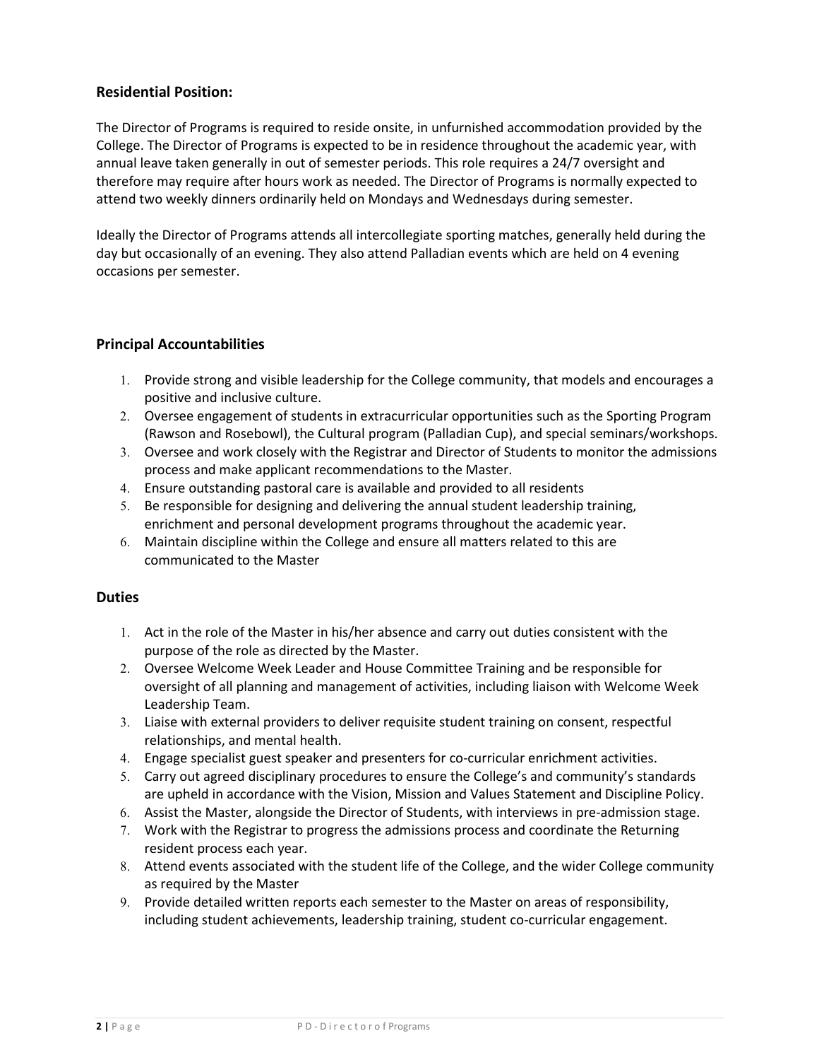## Residential Position:

The Director of Programs is required to reside onsite, in unfurnished accommodation provided by the College. The Director of Programs is expected to be in residence throughout the academic year, with annual leave taken generally in out of semester periods. This role requires a 24/7 oversight and therefore may require after hours work as needed. The Director of Programs is normally expected to attend two weekly dinners ordinarily held on Mondays and Wednesdays during semester.

Ideally the Director of Programs attends all intercollegiate sporting matches, generally held during the day but occasionally of an evening. They also attend Palladian events which are held on 4 evening occasions per semester.

## Principal Accountabilities

1. Provide strong and visible leadership for the College community, that models and encourages a positive and inclusive culture.
2. Oversee engagement of students in extracurricular opportunities such as the Sporting Program (Rawson and Rosebowl), the Cultural program (Palladian Cup), and special seminars/workshops.
3. Oversee and work closely with the Registrar and Director of Students to monitor the admissions process and make applicant recommendations to the Master.
4. Ensure outstanding pastoral care is available and provided to all residents
5. Be responsible for designing and delivering the annual student leadership training, enrichment and personal development programs throughout the academic year.
6. Maintain discipline within the College and ensure all matters related to this are communicated to the Master

## Duties

1. Act in the role of the Master in his/her absence and carry out duties consistent with the purpose of the role as directed by the Master.
2. Oversee Welcome Week Leader and House Committee Training and be responsible for oversight of all planning and management of activities, including liaison with Welcome Week Leadership Team.
3. Liaise with external providers to deliver requisite student training on consent, respectful relationships, and mental health.
4. Engage specialist guest speaker and presenters for co-curricular enrichment activities.
5. Carry out agreed disciplinary procedures to ensure the College's and community's standards are upheld in accordance with the Vision, Mission and Values Statement and Discipline Policy.
6. Assist the Master, alongside the Director of Students, with interviews in pre-admission stage.
7. Work with the Registrar to progress the admissions process and coordinate the Returning resident process each year.
8. Attend events associated with the student life of the College, and the wider College community as required by the Master
9. Provide detailed written reports each semester to the Master on areas of responsibility, including student achievements, leadership training, student co-curricular engagement.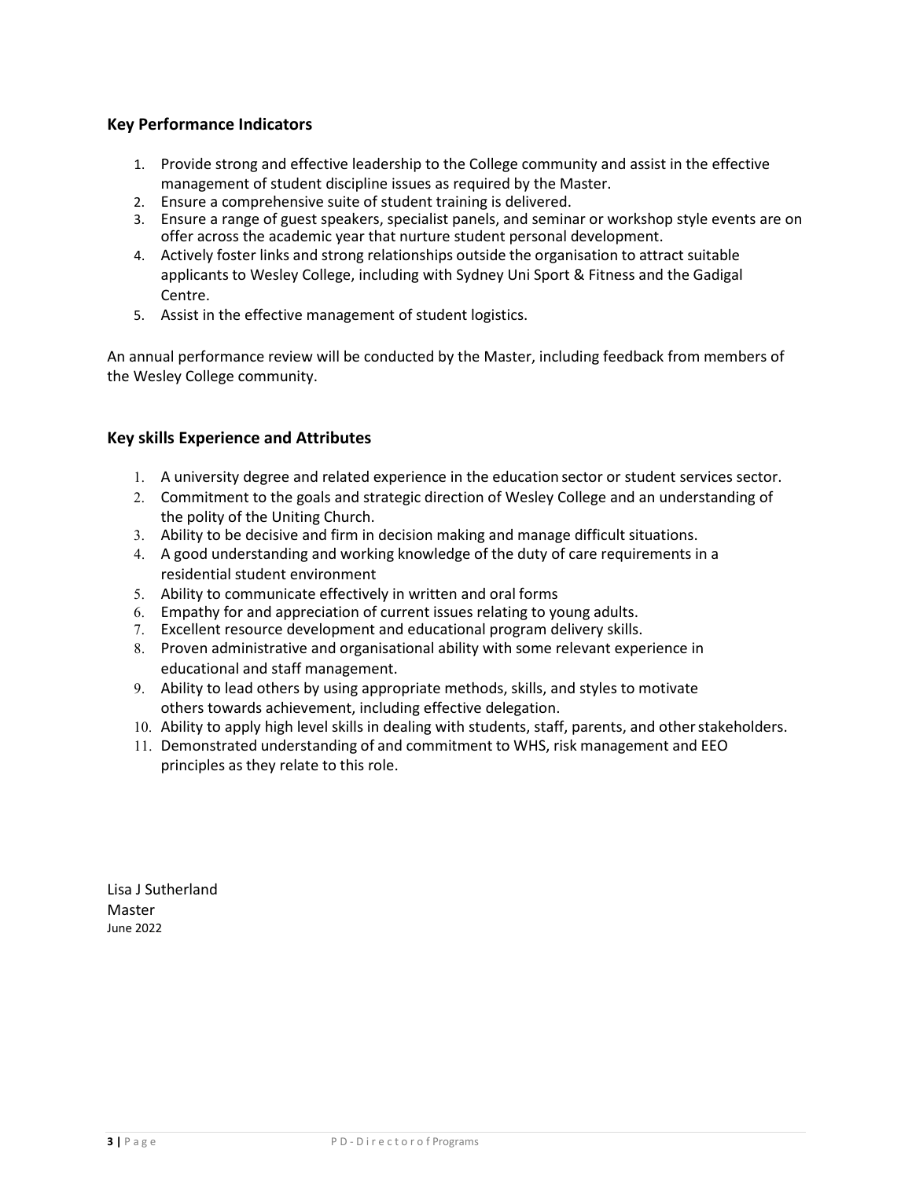### Key Performance Indicators

1. Provide strong and effective leadership to the College community and assist in the effective management of student discipline issues as required by the Master.
2. Ensure a comprehensive suite of student training is delivered.
3. Ensure a range of guest speakers, specialist panels, and seminar or workshop style events are on offer across the academic year that nurture student personal development.
4. Actively foster links and strong relationships outside the organisation to attract suitable applicants to Wesley College, including with Sydney Uni Sport & Fitness and the Gadigal Centre.
5. Assist in the effective management of student logistics.

An annual performance review will be conducted by the Master, including feedback from members of the Wesley College community.

### Key skills Experience and Attributes

1. A university degree and related experience in the education sector or student services sector.
2. Commitment to the goals and strategic direction of Wesley College and an understanding of the polity of the Uniting Church.
3. Ability to be decisive and firm in decision making and manage difficult situations.
4. A good understanding and working knowledge of the duty of care requirements in a residential student environment
5. Ability to communicate effectively in written and oral forms
6. Empathy for and appreciation of current issues relating to young adults.
7. Excellent resource development and educational program delivery skills.
8. Proven administrative and organisational ability with some relevant experience in educational and staff management.
9. Ability to lead others by using appropriate methods, skills, and styles to motivate others towards achievement, including effective delegation.
10. Ability to apply high level skills in dealing with students, staff, parents, and other stakeholders.
11. Demonstrated understanding of and commitment to WHS, risk management and EEO principles as they relate to this role.

Lisa J Sutherland
Master
June 2022